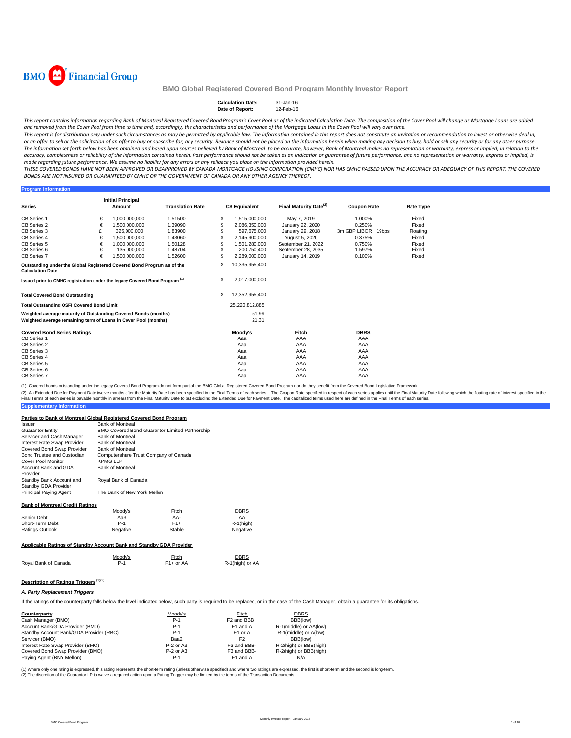BMO Financial Group

## BMO Global Registered Covered Bond Program Monthly Investor Report

**Calculation Date:** 31-Jan-16
**Date of Report:** 12-Feb-16

*This report contains information regarding Bank of Montreal Registered Covered Bond Program's Cover Pool as of the indicated Calculation Date. The composition of the Cover Pool will change as Mortgage Loans are added and removed from the Cover Pool from time to time and, accordingly, the characteristics and performance of the Mortgage Loans in the Cover Pool will vary over time.*

*This report is for distribution only under such circumstances as may be permitted by applicable law. The information contained in this report does not constitute an invitation or recommendation to invest or otherwise deal in, or an offer to sell or the solicitation of an offer to buy or subscribe for, any security. Reliance should not be placed on the information herein when making any decision to buy, hold or sell any security or for any other purpose. The information set forth below has been obtained and based upon sources believed by Bank of Montreal to be accurate, however, Bank of Montreal makes no representation or warranty, express or implied, in relation to the accuracy, completeness or reliability of the information contained herein. Past performance should not be taken as an indication or guarantee of future performance, and no representation or warranty, express or implied, is made regarding future performance. We assume no liability for any errors or any reliance you place on the information provided herein.*

*THESE COVERED BONDS HAVE NOT BEEN APPROVED OR DISAPPROVED BY CANADA MORTGAGE HOUSING CORPORATION (CMHC) NOR HAS CMHC PASSED UPON THE ACCURACY OR ADEQUACY OF THIS REPORT. THE COVERED BONDS ARE NOT INSURED OR GUARANTEED BY CMHC OR THE GOVERNMENT OF CANADA OR ANY OTHER AGENCY THEREOF.*

### Program Information

| Series | | Initial Principal Amount | Translation Rate | C$ Equivalent | Final Maturity Date[(2)] | Coupon Rate | Rate Type |
|---|---|---|---|---|---|---|---|
| CB Series 1 | € | 1,000,000,000 | 1.51500 | $ 1,515,000,000 | May 7, 2019 | 1.000% | Fixed |
| CB Series 2 | € | 1,500,000,000 | 1.39090 | $ 2,086,350,000 | January 22, 2020 | 0.250% | Fixed |
| CB Series 3 | £ | 325,000,000 | 1.83900 | $ 597,675,000 | January 29, 2018 | 3m GBP LIBOR +19bps | Floating |
| CB Series 4 | € | 1,500,000,000 | 1.43060 | $ 2,145,900,000 | August 5, 2020 | 0.375% | Fixed |
| CB Series 5 | € | 1,000,000,000 | 1.50128 | $ 1,501,280,000 | September 21, 2022 | 0.750% | Fixed |
| CB Series 6 | € | 135,000,000 | 1.48704 | $ 200,750,400 | September 28, 2035 | 1.597% | Fixed |
| CB Series 7 | € | 1,500,000,000 | 1.52600 | $ 2,289,000,000 | January 14, 2019 | 0.100% | Fixed |

| | |
|---|---|
| Outstanding under the Global Registered Covered Bond Program as of the Calculation Date | $ 10,335,955,400 |
| Issued prior to CMHC registration under the legacy Covered Bond Program [(1)] | $ 2,017,000,000 |
| Total Covered Bond Outstanding | $ 12,352,955,400 |
| Total Outstanding OSFI Covered Bond Limit | 25,220,812,885 |
| Weighted average maturity of Outstanding Covered Bonds (months) | 51.99 |
| Weighted average remaining term of Loans in Cover Pool (months) | 21.31 |

| Covered Bond Series Ratings | Moody's | Fitch | DBRS |
|---|---|---|---|
| CB Series 1 | Aaa | AAA | AAA |
| CB Series 2 | Aaa | AAA | AAA |
| CB Series 3 | Aaa | AAA | AAA |
| CB Series 4 | Aaa | AAA | AAA |
| CB Series 5 | Aaa | AAA | AAA |
| CB Series 6 | Aaa | AAA | AAA |
| CB Series 7 | Aaa | AAA | AAA |

(1) Covered bonds outstanding under the legacy Covered Bond Program do not form part of the BMO Global Registered Covered Bond Program nor do they benefit from the Covered Bond Legislative Framework.

(2) An Extended Due for Payment Date twelve months after the Maturity Date has been specified in the Final Terms of each series. The Coupon Rate specified in respect of each series applies until the Final Maturity Date following which the floating rate of interest specified in the Final Terms of each series is payable monthly in arrears from the Final Maturity Date to but excluding the Extended Due for Payment Date. The capitalized terms used here are defined in the Final Terms of each series.

### Supplementary Information

**Parties to Bank of Montreal Global Registered Covered Bond Program**

| | |
|---|---|
| Issuer | Bank of Montreal |
| Guarantor Entity | BMO Covered Bond Guarantor Limited Partnership |
| Servicer and Cash Manager | Bank of Montreal |
| Interest Rate Swap Provider | Bank of Montreal |
| Covered Bond Swap Provider | Bank of Montreal |
| Bond Trustee and Custodian | Computershare Trust Company of Canada |
| Cover Pool Monitor | KPMG LLP |
| Account Bank and GDA Provider | Bank of Montreal |
| Standby Bank Account and Standby GDA Provider | Royal Bank of Canada |
| Principal Paying Agent | The Bank of New York Mellon |

**Bank of Montreal Credit Ratings**

| | Moody's | Fitch | DBRS |
|---|---|---|---|
| Senior Debt | Aa3 | AA- | AA |
| Short-Term Debt | P-1 | F1+ | R-1(high) |
| Ratings Outlook | Negative | Stable | Negative |

**Applicable Ratings of Standby Account Bank and Standby GDA Provider**

| | Moody's | Fitch | DBRS |
|---|---|---|---|
| Royal Bank of Canada | P-1 | F1+ or AA | R-1(high) or AA |

**Description of Ratings Triggers** [(1)(2)]

***A. Party Replacement Triggers***

If the ratings of the counterparty falls below the level indicated below, such party is required to be replaced, or in the case of the Cash Manager, obtain a guarantee for its obligations.

| Counterparty | Moody's | Fitch | DBRS |
|---|---|---|---|
| Cash Manager (BMO) | P-1 | F2 and BBB+ | BBB(low) |
| Account Bank/GDA Provider (BMO) | P-1 | F1 and A | R-1(middle) or AA(low) |
| Standby Account Bank/GDA Provider (RBC) | P-1 | F1 or A | R-1(middle) or A(low) |
| Servicer (BMO) | Baa2 | F2 | BBB(low) |
| Interest Rate Swap Provider (BMO) | P-2 or A3 | F3 and BBB- | R-2(high) or BBB(high) |
| Covered Bond Swap Provider (BMO) | P-2 or A3 | F3 and BBB- | R-2(high) or BBB(high) |
| Paying Agent (BNY Mellon) | P-1 | F1 and A | N/A |

(1) Where only one rating is expressed, this rating represents the short-term rating (unless otherwise specified) and where two ratings are expressed, the first is short-term and the second is long-term.
(2) The discretion of the Guarantor LP to waive a required action upon a Rating Trigger may be limited by the terms of the Transaction Documents.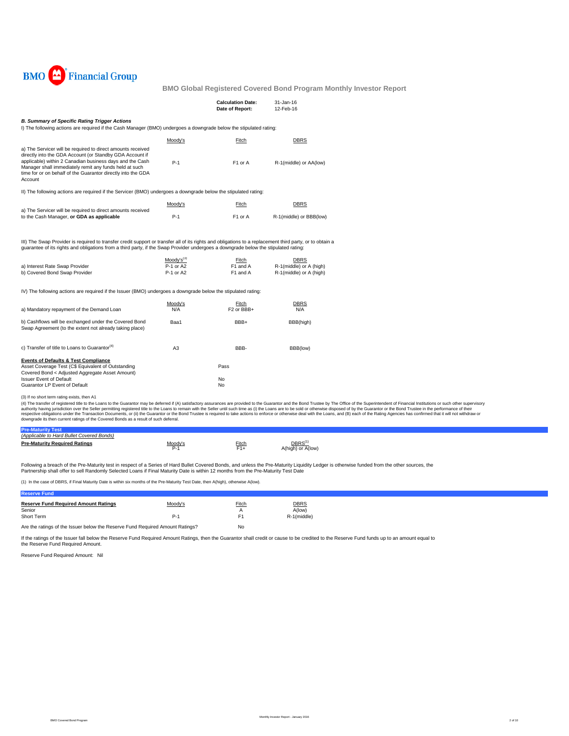BMO Financial Group

## BMO Global Registered Covered Bond Program Monthly Investor Report

**Calculation Date:** 31-Jan-16
**Date of Report:** 12-Feb-16

### *B. Summary of Specific Rating Trigger Actions*

I) The following actions are required if the Cash Manager (BMO) undergoes a downgrade below the stipulated rating:

| | Moody's | Fitch | DBRS |
|---|---|---|---|
| a) The Servicer will be required to direct amounts received directly into the GDA Account (or Standby GDA Account if applicable) within 2 Canadian business days and the Cash Manager shall immediately remit any funds held at such time for or on behalf of the Guarantor directly into the GDA Account | P-1 | F1 or A | R-1(middle) or AA(low) |

II) The following actions are required if the Servicer (BMO) undergoes a downgrade below the stipulated rating:

| | Moody's | Fitch | DBRS |
|---|---|---|---|
| a) The Servicer will be required to direct amounts received to the Cash Manager, **or GDA as applicable** | P-1 | F1 or A | R-1(middle) or BBB(low) |

III) The Swap Provider is required to transfer credit support or transfer all of its rights and obligations to a replacement third party, or to obtain a guarantee of its rights and obligations from a third party, if the Swap Provider undergoes a downgrade below the stipulated rating:

| | Moody's[3] | Fitch | DBRS |
|---|---|---|---|
| a) Interest Rate Swap Provider | P-1 or A2 | F1 and A | R-1(middle) or A (high) |
| b) Covered Bond Swap Provider | P-1 or A2 | F1 and A | R-1(middle) or A (high) |

IV) The following actions are required if the Issuer (BMO) undergoes a downgrade below the stipulated rating:

| | Moody's | Fitch | DBRS |
|---|---|---|---|
| a) Mandatory repayment of the Demand Loan | N/A | F2 or BBB+ | N/A |
| b) Cashflows will be exchanged under the Covered Bond Swap Agreement (to the extent not already taking place) | Baa1 | BBB+ | BBB(high) |
| c) Transfer of title to Loans to Guarantor[4] | A3 | BBB- | BBB(low) |

**Events of Defaults & Test Compliance**

| | |
|---|---|
| Asset Coverage Test (C$ Equivalent of Outstanding Covered Bond < Adjusted Aggregate Asset Amount) | Pass |
| Issuer Event of Default | No |
| Guarantor LP Event of Default | No |

(3) If no short term rating exists, then A1

(4) The transfer of registered title to the Loans to the Guarantor may be deferred if (A) satisfactory assurances are provided to the Guarantor and the Bond Trustee by The Office of the Superintendent of Financial Institutions or such other supervisory authority having jurisdiction over the Seller permitting registered title to the Loans to remain with the Seller until such time as (i) the Loans are to be sold or otherwise disposed of by the Guarantor or the Bond Trustee in the performance of their respective obligations under the Transaction Documents, or (ii) the Guarantor or the Bond Trustee is required to take actions to enforce or otherwise deal with the Loans, and (B) each of the Rating Agencies has confirmed that it will not withdraw or downgrade its then current ratings of the Covered Bonds as a result of such deferral.

### Pre-Maturity Test

*(Applicable to Hard Bullet Covered Bonds)*

| | Moody's | Fitch | DBRS[1] |
|---|---|---|---|
| **Pre-Maturity Required Ratings** | P-1 | F1+ | A(high) or A(low) |

Following a breach of the Pre-Maturity test in respect of a Series of Hard Bullet Covered Bonds, and unless the Pre-Maturity Liquidity Ledger is otherwise funded from the other sources, the Partnership shall offer to sell Randomly Selected Loans if Final Maturity Date is within 12 months from the Pre-Maturity Test Date

(1) In the case of DBRS, if Final Maturity Date is within six months of the Pre-Maturity Test Date, then A(high), otherwise A(low).

### Reserve Fund

| **Reserve Fund Required Amount Ratings** | Moody's | Fitch | DBRS |
|---|---|---|---|
| Senior | | A | A(low) |
| Short Term | P-1 | F1 | R-1(middle) |

Are the ratings of the Issuer fall below the Reserve Fund Required Amount Ratings? No

If the ratings of the Issuer fall below the Reserve Fund Required Amount Ratings, then the Guarantor shall credit or cause to be credited to the Reserve Fund funds up to an amount equal to the Reserve Fund Required Amount.

Reserve Fund Required Amount: Nil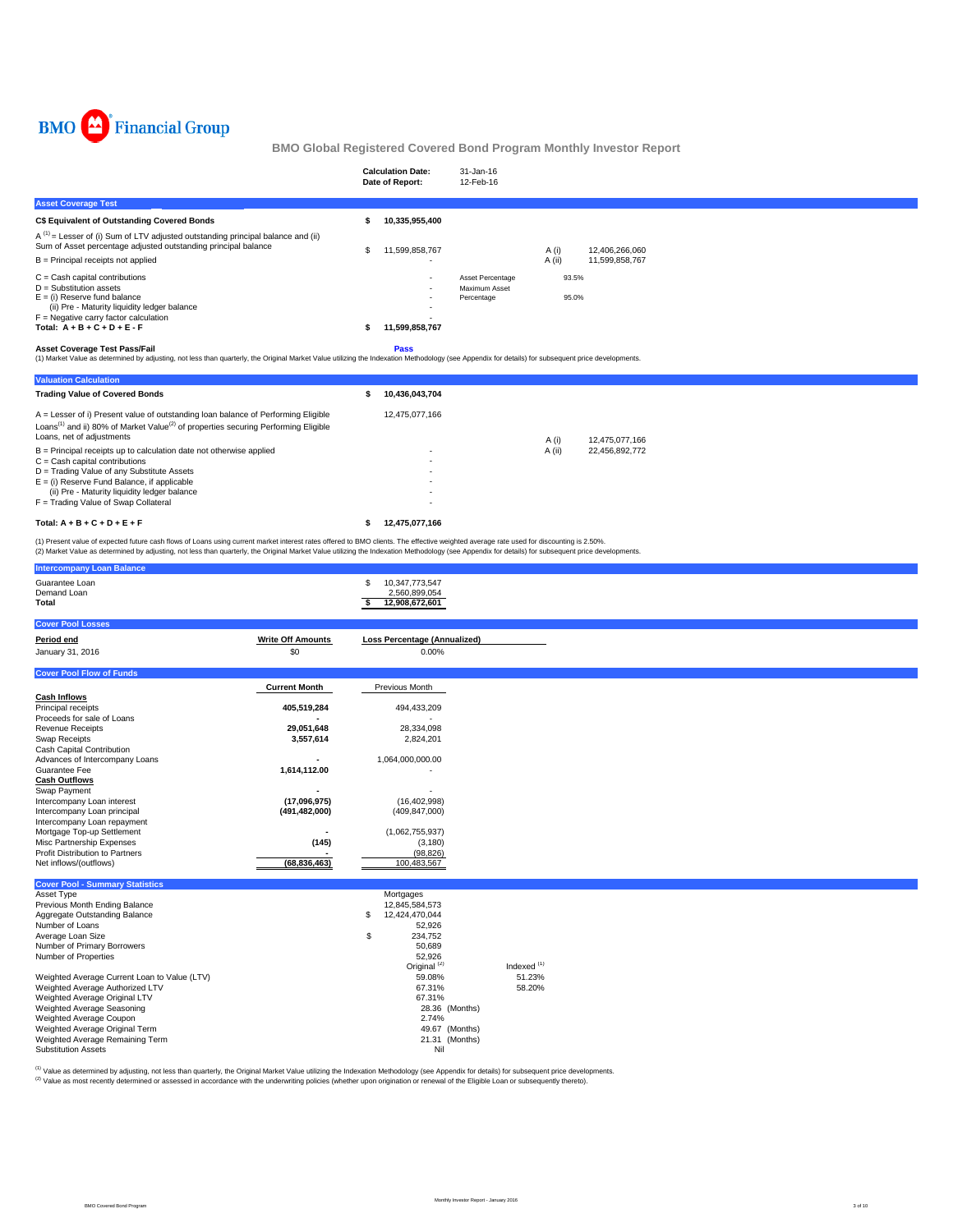BMO Financial Group

# BMO Global Registered Covered Bond Program Monthly Investor Report

| | |
|---|---|
| **Calculation Date:** | 31-Jan-16 |
| **Date of Report:** | 12-Feb-16 |

## Asset Coverage Test

| | | | | |
|---|---|---|---|---|
| **C$ Equivalent of Outstanding Covered Bonds** | **$ 10,335,955,400** | | | |
| A [1] = Lesser of (i) Sum of LTV adjusted outstanding principal balance and (ii) Sum of Asset percentage adjusted outstanding principal balance | $ 11,599,858,767 | | A (i) | 12,406,266,060 |
| B = Principal receipts not applied | - | | A (ii) | 11,599,858,767 |
| C = Cash capital contributions | - | Asset Percentage | 93.5% | |
| D = Substitution assets | - | Maximum Asset Percentage | 95.0% | |
| E = (i) Reserve fund balance | - | | | |
| (ii) Pre - Maturity liquidity ledger balance | - | | | |
| F = Negative carry factor calculation | - | | | |
| **Total: A + B + C + D + E - F** | **$ 11,599,858,767** | | | |

**Asset Coverage Test Pass/Fail** **Pass**

(1) Market Value as determined by adjusting, not less than quarterly, the Original Market Value utilizing the Indexation Methodology (see Appendix for details) for subsequent price developments.

## Valuation Calculation

| | | | |
|---|---|---|---|
| **Trading Value of Covered Bonds** | **$ 10,436,043,704** | | |
| A = Lesser of i) Present value of outstanding loan balance of Performing Eligible Loans[1] and ii) 80% of Market Value[2] of properties securing Performing Eligible Loans, net of adjustments | 12,475,077,166 | A (i) | 12,475,077,166 |
| B = Principal receipts up to calculation date not otherwise applied | - | A (ii) | 22,456,892,772 |
| C = Cash capital contributions | - | | |
| D = Trading Value of any Substitute Assets | - | | |
| E = (i) Reserve Fund Balance, if applicable | - | | |
| (ii) Pre - Maturity liquidity ledger balance | - | | |
| F = Trading Value of Swap Collateral | - | | |
| **Total: A + B + C + D + E + F** | **$ 12,475,077,166** | | |

(1) Present value of expected future cash flows of Loans using current market interest rates offered to BMO clients. The effective weighted average rate used for discounting is 2.50%.
(2) Market Value as determined by adjusting, not less than quarterly, the Original Market Value utilizing the Indexation Methodology (see Appendix for details) for subsequent price developments.

## Intercompany Loan Balance

| | |
|---|---|
| Guarantee Loan | $ 10,347,773,547 |
| Demand Loan | 2,560,899,054 |
| **Total** | **$ 12,908,672,601** |

## Cover Pool Losses

| **Period end** | **Write Off Amounts** | **Loss Percentage (Annualized)** |
|---|---|---|
| January 31, 2016 | $0 | 0.00% |

## Cover Pool Flow of Funds

| | **Current Month** | Previous Month |
|---|---|---|
| **Cash Inflows** | | |
| Principal receipts | **405,519,284** | 494,433,209 |
| Proceeds for sale of Loans | **-** | - |
| Revenue Receipts | **29,051,648** | 28,334,098 |
| Swap Receipts | **3,557,614** | 2,824,201 |
| Cash Capital Contribution | | |
| Advances of Intercompany Loans | **-** | 1,064,000,000.00 |
| Guarantee Fee | **1,614,112.00** | - |
| **Cash Outflows** | | |
| Swap Payment | **-** | - |
| Intercompany Loan interest | **(17,096,975)** | (16,402,998) |
| Intercompany Loan principal | **(491,482,000)** | (409,847,000) |
| Intercompany Loan repayment | | |
| Mortgage Top-up Settlement | **-** | (1,062,755,937) |
| Misc Partnership Expenses | **(145)** | (3,180) |
| Profit Distribution to Partners | **-** | (98,826) |
| Net inflows/(outflows) | **(68,836,463)** | 100,483,567 |

## Cover Pool - Summary Statistics

| | | |
|---|---|---|
| Asset Type | Mortgages | |
| Previous Month Ending Balance | 12,845,584,573 | |
| Aggregate Outstanding Balance | $ 12,424,470,044 | |
| Number of Loans | 52,926 | |
| Average Loan Size | $ 234,752 | |
| Number of Primary Borrowers | 50,689 | |
| Number of Properties | 52,926 | |
| | Original [2] | Indexed [1] |
| Weighted Average Current Loan to Value (LTV) | 59.08% | 51.23% |
| Weighted Average Authorized LTV | 67.31% | 58.20% |
| Weighted Average Original LTV | 67.31% | |
| Weighted Average Seasoning | 28.36 (Months) | |
| Weighted Average Coupon | 2.74% | |
| Weighted Average Original Term | 49.67 (Months) | |
| Weighted Average Remaining Term | 21.31 (Months) | |
| Substitution Assets | Nil | |

[1] Value as determined by adjusting, not less than quarterly, the Original Market Value utilizing the Indexation Methodology (see Appendix for details) for subsequent price developments.
[2] Value as most recently determined or assessed in accordance with the underwriting policies (whether upon origination or renewal of the Eligible Loan or subsequently thereto).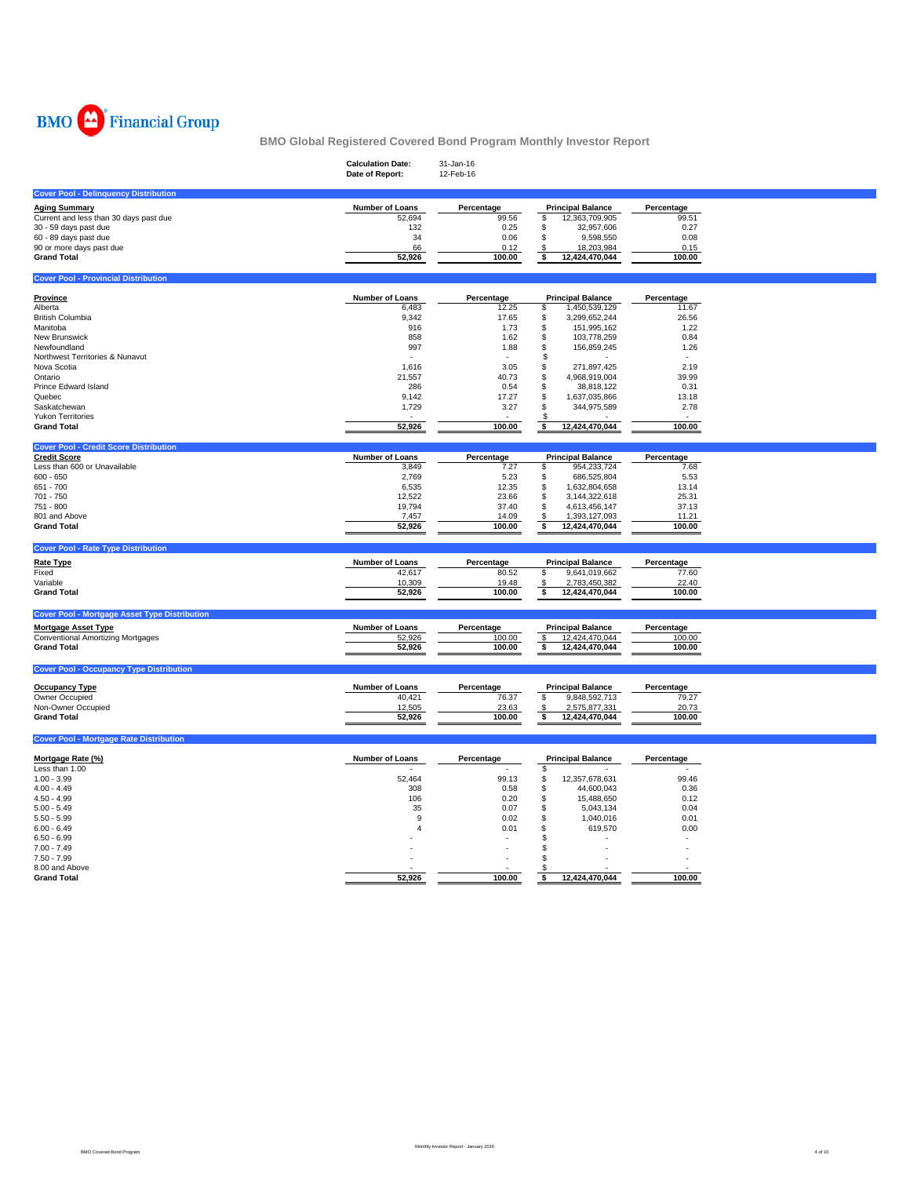BMO Financial Group

# BMO Global Registered Covered Bond Program Monthly Investor Report

| | |
|---|---|
| **Calculation Date:** | 31-Jan-16 |
| **Date of Report:** | 12-Feb-16 |

## Cover Pool - Delinquency Distribution

| Aging Summary | Number of Loans | Percentage | Principal Balance | Percentage |
|---|---|---|---|---|
| Current and less than 30 days past due | 52,694 | 99.56 | $ 12,363,709,905 | 99.51 |
| 30 - 59 days past due | 132 | 0.25 | $ 32,957,606 | 0.27 |
| 60 - 89 days past due | 34 | 0.06 | $ 9,598,550 | 0.08 |
| 90 or more days past due | 66 | 0.12 | $ 18,203,984 | 0.15 |
| **Grand Total** | **52,926** | **100.00** | **$ 12,424,470,044** | **100.00** |

## Cover Pool - Provincial Distribution

| Province | Number of Loans | Percentage | Principal Balance | Percentage |
|---|---|---|---|---|
| Alberta | 6,483 | 12.25 | $ 1,450,539,129 | 11.67 |
| British Columbia | 9,342 | 17.65 | $ 3,299,652,244 | 26.56 |
| Manitoba | 916 | 1.73 | $ 151,995,162 | 1.22 |
| New Brunswick | 858 | 1.62 | $ 103,778,259 | 0.84 |
| Newfoundland | 997 | 1.88 | $ 156,859,245 | 1.26 |
| Northwest Territories & Nunavut | - | - | $ - | - |
| Nova Scotia | 1,616 | 3.05 | $ 271,897,425 | 2.19 |
| Ontario | 21,557 | 40.73 | $ 4,968,919,004 | 39.99 |
| Prince Edward Island | 286 | 0.54 | $ 38,818,122 | 0.31 |
| Quebec | 9,142 | 17.27 | $ 1,637,035,866 | 13.18 |
| Saskatchewan | 1,729 | 3.27 | $ 344,975,589 | 2.78 |
| Yukon Territories | - | - | $ - | - |
| **Grand Total** | **52,926** | **100.00** | **$ 12,424,470,044** | **100.00** |

## Cover Pool - Credit Score Distribution

| Credit Score | Number of Loans | Percentage | Principal Balance | Percentage |
|---|---|---|---|---|
| Less than 600 or Unavailable | 3,849 | 7.27 | $ 954,233,724 | 7.68 |
| 600 - 650 | 2,769 | 5.23 | $ 686,525,804 | 5.53 |
| 651 - 700 | 6,535 | 12.35 | $ 1,632,804,658 | 13.14 |
| 701 - 750 | 12,522 | 23.66 | $ 3,144,322,618 | 25.31 |
| 751 - 800 | 19,794 | 37.40 | $ 4,613,456,147 | 37.13 |
| 801 and Above | 7,457 | 14.09 | $ 1,393,127,093 | 11.21 |
| **Grand Total** | **52,926** | **100.00** | **$ 12,424,470,044** | **100.00** |

## Cover Pool - Rate Type Distribution

| Rate Type | Number of Loans | Percentage | Principal Balance | Percentage |
|---|---|---|---|---|
| Fixed | 42,617 | 80.52 | $ 9,641,019,662 | 77.60 |
| Variable | 10,309 | 19.48 | $ 2,783,450,382 | 22.40 |
| **Grand Total** | **52,926** | **100.00** | **$ 12,424,470,044** | **100.00** |

## Cover Pool - Mortgage Asset Type Distribution

| Mortgage Asset Type | Number of Loans | Percentage | Principal Balance | Percentage |
|---|---|---|---|---|
| Conventional Amortizing Mortgages | 52,926 | 100.00 | $ 12,424,470,044 | 100.00 |
| **Grand Total** | **52,926** | **100.00** | **$ 12,424,470,044** | **100.00** |

## Cover Pool - Occupancy Type Distribution

| Occupancy Type | Number of Loans | Percentage | Principal Balance | Percentage |
|---|---|---|---|---|
| Owner Occupied | 40,421 | 76.37 | $ 9,848,592,713 | 79.27 |
| Non-Owner Occupied | 12,505 | 23.63 | $ 2,575,877,331 | 20.73 |
| **Grand Total** | **52,926** | **100.00** | **$ 12,424,470,044** | **100.00** |

## Cover Pool - Mortgage Rate Distribution

| Mortgage Rate (%) | Number of Loans | Percentage | Principal Balance | Percentage |
|---|---|---|---|---|
| Less than 1.00 | - | - | $ - | - |
| 1.00 - 3.99 | 52,464 | 99.13 | $ 12,357,678,631 | 99.46 |
| 4.00 - 4.49 | 308 | 0.58 | $ 44,600,043 | 0.36 |
| 4.50 - 4.99 | 106 | 0.20 | $ 15,488,650 | 0.12 |
| 5.00 - 5.49 | 35 | 0.07 | $ 5,043,134 | 0.04 |
| 5.50 - 5.99 | 9 | 0.02 | $ 1,040,016 | 0.01 |
| 6.00 - 6.49 | 4 | 0.01 | $ 619,570 | 0.00 |
| 6.50 - 6.99 | - | - | $ - | - |
| 7.00 - 7.49 | - | - | $ - | - |
| 7.50 - 7.99 | - | - | $ - | - |
| 8.00 and Above | - | - | $ - | - |
| **Grand Total** | **52,926** | **100.00** | **$ 12,424,470,044** | **100.00** |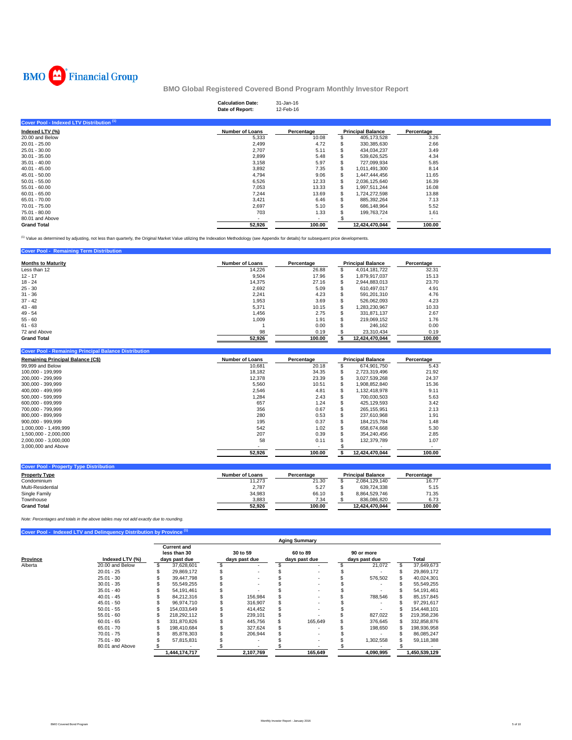BMO Financial Group

# BMO Global Registered Covered Bond Program Monthly Investor Report

**Calculation Date:** 31-Jan-16
**Date of Report:** 12-Feb-16

## Cover Pool - Indexed LTV Distribution [(1)]

| Indexed LTV (%) | Number of Loans | Percentage | Principal Balance | Percentage |
|---|---|---|---|---|
| 20.00 and Below | 5,333 | 10.08 | $ 405,173,528 | 3.26 |
| 20.01 - 25.00 | 2,499 | 4.72 | $ 330,385,630 | 2.66 |
| 25.01 - 30.00 | 2,707 | 5.11 | $ 434,034,237 | 3.49 |
| 30.01 - 35.00 | 2,899 | 5.48 | $ 539,626,525 | 4.34 |
| 35.01 - 40.00 | 3,158 | 5.97 | $ 727,099,934 | 5.85 |
| 40.01 - 45.00 | 3,892 | 7.35 | $ 1,011,491,300 | 8.14 |
| 45.01 - 50.00 | 4,794 | 9.06 | $ 1,447,444,456 | 11.65 |
| 50.01 - 55.00 | 6,526 | 12.33 | $ 2,036,125,640 | 16.39 |
| 55.01 - 60.00 | 7,053 | 13.33 | $ 1,997,511,244 | 16.08 |
| 60.01 - 65.00 | 7,244 | 13.69 | $ 1,724,272,598 | 13.88 |
| 65.01 - 70.00 | 3,421 | 6.46 | $ 885,392,264 | 7.13 |
| 70.01 - 75.00 | 2,697 | 5.10 | $ 686,148,964 | 5.52 |
| 75.01 - 80.00 | 703 | 1.33 | $ 199,763,724 | 1.61 |
| 80.01 and Above | - | - | $ - | - |
| **Grand Total** | **52,926** | **100.00** | **12,424,470,044** | **100.00** |

[(1)] Value as determined by adjusting, not less than quarterly, the Original Market Value utilizing the Indexation Methodology (see Appendix for details) for subsequent price developments.

## Cover Pool - Remaining Term Distribution

| Months to Maturity | Number of Loans | Percentage | Principal Balance | Percentage |
|---|---|---|---|---|
| Less than 12 | 14,226 | 26.88 | $ 4,014,181,722 | 32.31 |
| 12 - 17 | 9,504 | 17.96 | $ 1,879,917,037 | 15.13 |
| 18 - 24 | 14,375 | 27.16 | $ 2,944,883,013 | 23.70 |
| 25 - 30 | 2,692 | 5.09 | $ 610,497,017 | 4.91 |
| 31 - 36 | 2,241 | 4.23 | $ 591,201,310 | 4.76 |
| 37 - 42 | 1,953 | 3.69 | $ 526,062,093 | 4.23 |
| 43 - 48 | 5,371 | 10.15 | $ 1,283,230,967 | 10.33 |
| 49 - 54 | 1,456 | 2.75 | $ 331,871,137 | 2.67 |
| 55 - 60 | 1,009 | 1.91 | $ 219,069,152 | 1.76 |
| 61 - 63 | 1 | 0.00 | $ 246,162 | 0.00 |
| 72 and Above | 98 | 0.19 | $ 23,310,434 | 0.19 |
| **Grand Total** | **52,926** | **100.00** | **$ 12,424,470,044** | **100.00** |

## Cover Pool - Remaining Principal Balance Distribution

| Remaining Principal Balance (C$) | Number of Loans | Percentage | Principal Balance | Percentage |
|---|---|---|---|---|
| 99,999 and Below | 10,681 | 20.18 | $ 674,901,750 | 5.43 |
| 100,000 - 199,999 | 18,182 | 34.35 | $ 2,723,319,496 | 21.92 |
| 200,000 - 299,999 | 12,378 | 23.39 | $ 3,027,539,268 | 24.37 |
| 300,000 - 399,999 | 5,560 | 10.51 | $ 1,908,852,840 | 15.36 |
| 400,000 - 499,999 | 2,546 | 4.81 | $ 1,132,418,978 | 9.11 |
| 500,000 - 599,999 | 1,284 | 2.43 | $ 700,030,503 | 5.63 |
| 600,000 - 699,999 | 657 | 1.24 | $ 425,129,593 | 3.42 |
| 700,000 - 799,999 | 356 | 0.67 | $ 265,155,951 | 2.13 |
| 800,000 - 899,999 | 280 | 0.53 | $ 237,610,968 | 1.91 |
| 900,000 - 999,999 | 195 | 0.37 | $ 184,215,784 | 1.48 |
| 1,000,000 - 1,499,999 | 542 | 1.02 | $ 658,674,668 | 5.30 |
| 1,500,000 - 2,000,000 | 207 | 0.39 | $ 354,240,456 | 2.85 |
| 2,000,000 - 3,000,000 | 58 | 0.11 | $ 132,379,789 | 1.07 |
| 3,000,000 and Above | - | - | $ - | - |
| | **52,926** | **100.00** | **$ 12,424,470,044** | **100.00** |

## Cover Pool - Property Type Distribution

| Property Type | Number of Loans | Percentage | Principal Balance | Percentage |
|---|---|---|---|---|
| Condominium | 11,273 | 21.30 | $ 2,084,129,140 | 16.77 |
| Multi-Residential | 2,787 | 5.27 | $ 639,724,338 | 5.15 |
| Single Family | 34,983 | 66.10 | $ 8,864,529,746 | 71.35 |
| Townhouse | 3,883 | 7.34 | $ 836,086,820 | 6.73 |
| **Grand Total** | **52,926** | **100.00** | **12,424,470,044** | **100.00** |

*Note: Percentages and totals in the above tables may not add exactly due to rounding.*

## Cover Pool - Indexed LTV and Delinquency Distribution by Province [(1)]

| | | Aging Summary | | | | |
|---|---|---|---|---|---|---|
| Province | Indexed LTV (%) | Current and less than 30 days past due | 30 to 59 days past due | 60 to 89 days past due | 90 or more days past due | Total |
| Alberta | 20.00 and Below | $ 37,628,601 | $ - | $ - | $ 21,072 | $ 37,649,673 |
| | 20.01 - 25 | $ 29,869,172 | $ - | $ - | $ - | $ 29,869,172 |
| | 25.01 - 30 | $ 39,447,798 | $ - | $ - | $ 576,502 | $ 40,024,301 |
| | 30.01 - 35 | $ 55,549,255 | $ - | $ - | $ - | $ 55,549,255 |
| | 35.01 - 40 | $ 54,191,461 | $ - | $ - | $ - | $ 54,191,461 |
| | 40.01 - 45 | $ 84,212,316 | $ 156,984 | $ - | $ 788,546 | $ 85,157,845 |
| | 45.01 - 50 | $ 96,974,710 | $ 316,907 | $ - | $ - | $ 97,291,617 |
| | 50.01 - 55 | $ 154,033,649 | $ 414,452 | $ - | $ - | $ 154,448,101 |
| | 55.01 - 60 | $ 218,292,112 | $ 239,101 | $ - | $ 827,022 | $ 219,358,236 |
| | 60.01 - 65 | $ 331,870,826 | $ 445,756 | $ 165,649 | $ 376,645 | $ 332,858,876 |
| | 65.01 - 70 | $ 198,410,684 | $ 327,624 | $ - | $ 198,650 | $ 198,936,958 |
| | 70.01 - 75 | $ 85,878,303 | $ 206,944 | $ - | $ - | $ 86,085,247 |
| | 75.01 - 80 | $ 57,815,831 | $ - | $ - | $ 1,302,558 | $ 59,118,388 |
| | 80.01 and Above | $ - | $ - | $ - | $ - | $ - |
| | | **1,444,174,717** | **2,107,769** | **165,649** | **4,090,995** | **1,450,539,129** |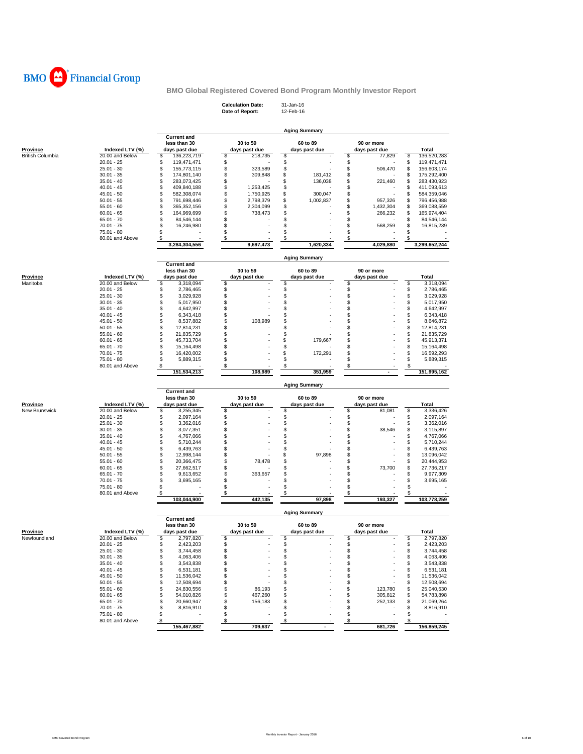BMO Financial Group

## BMO Global Registered Covered Bond Program Monthly Investor Report

**Calculation Date:** 31-Jan-16
**Date of Report:** 12-Feb-16

### Aging Summary

| Province | Indexed LTV (%) | Current and less than 30 days past due | 30 to 59 days past due | 60 to 89 days past due | 90 or more days past due | Total |
|---|---|---|---|---|---|---|
| British Columbia | 20.00 and Below | $ 136,223,719 | $ 218,735 | $ - | $ 77,829 | $ 136,520,283 |
| | 20.01 - 25 | $ 119,471,471 | $ - | $ - | $ - | $ 119,471,471 |
| | 25.01 - 30 | $ 155,773,115 | $ 323,589 | $ - | $ 506,470 | $ 156,603,174 |
| | 30.01 - 35 | $ 174,801,140 | $ 309,848 | $ 181,412 | $ - | $ 175,292,400 |
| | 35.01 - 40 | $ 283,073,425 | $ - | $ 136,038 | $ 221,460 | $ 283,430,923 |
| | 40.01 - 45 | $ 409,840,188 | $ 1,253,425 | $ - | $ - | $ 411,093,613 |
| | 45.01 - 50 | $ 582,308,074 | $ 1,750,925 | $ 300,047 | $ - | $ 584,359,046 |
| | 50.01 - 55 | $ 791,698,446 | $ 2,798,379 | $ 1,002,837 | $ 957,326 | $ 796,456,988 |
| | 55.01 - 60 | $ 365,352,156 | $ 2,304,099 | $ - | $ 1,432,304 | $ 369,088,559 |
| | 60.01 - 65 | $ 164,969,699 | $ 738,473 | $ - | $ 266,232 | $ 165,974,404 |
| | 65.01 - 70 | $ 84,546,144 | $ - | $ - | $ - | $ 84,546,144 |
| | 70.01 - 75 | $ 16,246,980 | $ - | $ - | $ 568,259 | $ 16,815,239 |
| | 75.01 - 80 | $ - | $ - | $ - | $ - | $ - |
| | 80.01 and Above | $ - | $ - | $ - | $ - | $ - |
| | | 3,284,304,556 | 9,697,473 | 1,620,334 | 4,029,880 | 3,299,652,244 |

### Aging Summary

| Province | Indexed LTV (%) | Current and less than 30 days past due | 30 to 59 days past due | 60 to 89 days past due | 90 or more days past due | Total |
|---|---|---|---|---|---|---|
| Manitoba | 20.00 and Below | $ 3,318,094 | $ - | $ - | $ - | $ 3,318,094 |
| | 20.01 - 25 | $ 2,786,465 | $ - | $ - | $ - | $ 2,786,465 |
| | 25.01 - 30 | $ 3,029,928 | $ - | $ - | $ - | $ 3,029,928 |
| | 30.01 - 35 | $ 5,017,950 | $ - | $ - | $ - | $ 5,017,950 |
| | 35.01 - 40 | $ 4,642,997 | $ - | $ - | $ - | $ 4,642,997 |
| | 40.01 - 45 | $ 6,343,418 | $ - | $ - | $ - | $ 6,343,418 |
| | 45.01 - 50 | $ 8,537,882 | $ 108,989 | $ - | $ - | $ 8,646,872 |
| | 50.01 - 55 | $ 12,814,231 | $ - | $ - | $ - | $ 12,814,231 |
| | 55.01 - 60 | $ 21,835,729 | $ - | $ - | $ - | $ 21,835,729 |
| | 60.01 - 65 | $ 45,733,704 | $ - | $ 179,667 | $ - | $ 45,913,371 |
| | 65.01 - 70 | $ 15,164,498 | $ - | $ - | $ - | $ 15,164,498 |
| | 70.01 - 75 | $ 16,420,002 | $ - | $ 172,291 | $ - | $ 16,592,293 |
| | 75.01 - 80 | $ 5,889,315 | $ - | $ - | $ - | $ 5,889,315 |
| | 80.01 and Above | $ - | $ - | $ - | $ - | $ - |
| | | 151,534,213 | 108,989 | 351,959 | - | 151,995,162 |

### Aging Summary

| Province | Indexed LTV (%) | Current and less than 30 days past due | 30 to 59 days past due | 60 to 89 days past due | 90 or more days past due | Total |
|---|---|---|---|---|---|---|
| New Brunswick | 20.00 and Below | $ 3,255,345 | $ - | $ - | $ 81,081 | $ 3,336,426 |
| | 20.01 - 25 | $ 2,097,164 | $ - | $ - | $ - | $ 2,097,164 |
| | 25.01 - 30 | $ 3,362,016 | $ - | $ - | $ - | $ 3,362,016 |
| | 30.01 - 35 | $ 3,077,351 | $ - | $ - | $ 38,546 | $ 3,115,897 |
| | 35.01 - 40 | $ 4,767,066 | $ - | $ - | $ - | $ 4,767,066 |
| | 40.01 - 45 | $ 5,710,244 | $ - | $ - | $ - | $ 5,710,244 |
| | 45.01 - 50 | $ 6,439,763 | $ - | $ - | $ - | $ 6,439,763 |
| | 50.01 - 55 | $ 12,998,144 | $ - | $ 97,898 | $ - | $ 13,096,042 |
| | 55.01 - 60 | $ 20,366,475 | $ 78,478 | $ - | $ - | $ 20,444,953 |
| | 60.01 - 65 | $ 27,662,517 | $ - | $ - | $ 73,700 | $ 27,736,217 |
| | 65.01 - 70 | $ 9,613,652 | $ 363,657 | $ - | $ - | $ 9,977,309 |
| | 70.01 - 75 | $ 3,695,165 | $ - | $ - | $ - | $ 3,695,165 |
| | 75.01 - 80 | $ - | $ - | $ - | $ - | $ - |
| | 80.01 and Above | $ - | $ - | $ - | $ - | $ - |
| | | 103,044,900 | 442,135 | 97,898 | 193,327 | 103,778,259 |

### Aging Summary

| Province | Indexed LTV (%) | Current and less than 30 days past due | 30 to 59 days past due | 60 to 89 days past due | 90 or more days past due | Total |
|---|---|---|---|---|---|---|
| Newfoundland | 20.00 and Below | $ 2,797,820 | $ - | $ - | $ - | $ 2,797,820 |
| | 20.01 - 25 | $ 2,423,203 | $ - | $ - | $ - | $ 2,423,203 |
| | 25.01 - 30 | $ 3,744,458 | $ - | $ - | $ - | $ 3,744,458 |
| | 30.01 - 35 | $ 4,063,406 | $ - | $ - | $ - | $ 4,063,406 |
| | 35.01 - 40 | $ 3,543,838 | $ - | $ - | $ - | $ 3,543,838 |
| | 40.01 - 45 | $ 6,531,181 | $ - | $ - | $ - | $ 6,531,181 |
| | 45.01 - 50 | $ 11,536,042 | $ - | $ - | $ - | $ 11,536,042 |
| | 50.01 - 55 | $ 12,508,694 | $ - | $ - | $ - | $ 12,508,694 |
| | 55.01 - 60 | $ 24,830,556 | $ 86,193 | $ - | $ 123,780 | $ 25,040,530 |
| | 60.01 - 65 | $ 54,010,826 | $ 467,260 | $ - | $ 305,812 | $ 54,783,898 |
| | 65.01 - 70 | $ 20,660,947 | $ 156,183 | $ - | $ 252,133 | $ 21,069,264 |
| | 70.01 - 75 | $ 8,816,910 | $ - | $ - | $ - | $ 8,816,910 |
| | 75.01 - 80 | $ - | $ - | $ - | $ - | $ - |
| | 80.01 and Above | $ - | $ - | $ - | $ - | $ - |
| | | 155,467,882 | 709,637 | - | 681,726 | 156,859,245 |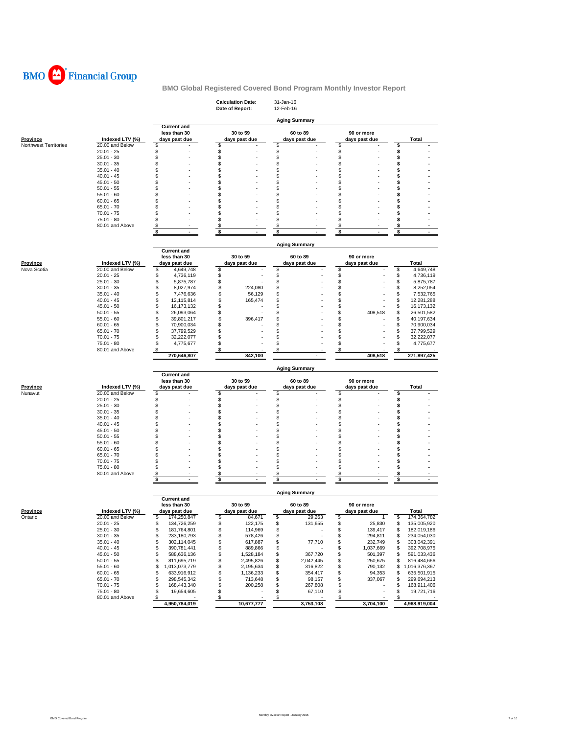BMO Financial Group

**BMO Global Registered Covered Bond Program Monthly Investor Report**

**Calculation Date:** 31-Jan-16
**Date of Report:** 12-Feb-16

**Aging Summary**

| Province | Indexed LTV (%) | Current and less than 30 days past due | 30 to 59 days past due | 60 to 89 days past due | 90 or more days past due | Total |
|---|---|---|---|---|---|---|
| Northwest Territories | 20.00 and Below | $ - | $ - | $ - | $ - | $ - |
| | 20.01 - 25 | $ - | $ - | $ - | $ - | $ - |
| | 25.01 - 30 | $ - | $ - | $ - | $ - | $ - |
| | 30.01 - 35 | $ - | $ - | $ - | $ - | $ - |
| | 35.01 - 40 | $ - | $ - | $ - | $ - | $ - |
| | 40.01 - 45 | $ - | $ - | $ - | $ - | $ - |
| | 45.01 - 50 | $ - | $ - | $ - | $ - | $ - |
| | 50.01 - 55 | $ - | $ - | $ - | $ - | $ - |
| | 55.01 - 60 | $ - | $ - | $ - | $ - | $ - |
| | 60.01 - 65 | $ - | $ - | $ - | $ - | $ - |
| | 65.01 - 70 | $ - | $ - | $ - | $ - | $ - |
| | 70.01 - 75 | $ - | $ - | $ - | $ - | $ - |
| | 75.01 - 80 | $ - | $ - | $ - | $ - | $ - |
| | 80.01 and Above | $ - | $ - | $ - | $ - | $ - |
| | | $ - | $ - | $ - | $ - | $ - |

**Aging Summary**

| Province | Indexed LTV (%) | Current and less than 30 days past due | 30 to 59 days past due | 60 to 89 days past due | 90 or more days past due | Total |
|---|---|---|---|---|---|---|
| Nova Scotia | 20.00 and Below | $ 4,649,748 | $ - | $ - | $ - | $ 4,649,748 |
| | 20.01 - 25 | $ 4,736,119 | $ - | $ - | $ - | $ 4,736,119 |
| | 25.01 - 30 | $ 5,875,787 | $ - | $ - | $ - | $ 5,875,787 |
| | 30.01 - 35 | $ 8,027,974 | $ 224,080 | $ - | $ - | $ 8,252,054 |
| | 35.01 - 40 | $ 7,476,636 | $ 56,129 | $ - | $ - | $ 7,532,765 |
| | 40.01 - 45 | $ 12,115,814 | $ 165,474 | $ - | $ - | $ 12,281,288 |
| | 45.01 - 50 | $ 16,173,132 | $ - | $ - | $ - | $ 16,173,132 |
| | 50.01 - 55 | $ 26,093,064 | $ - | $ - | $ 408,518 | $ 26,501,582 |
| | 55.01 - 60 | $ 39,801,217 | $ 396,417 | $ - | $ - | $ 40,197,634 |
| | 60.01 - 65 | $ 70,900,034 | $ - | $ - | $ - | $ 70,900,034 |
| | 65.01 - 70 | $ 37,799,529 | $ - | $ - | $ - | $ 37,799,529 |
| | 70.01 - 75 | $ 32,222,077 | $ - | $ - | $ - | $ 32,222,077 |
| | 75.01 - 80 | $ 4,775,677 | $ - | $ - | $ - | $ 4,775,677 |
| | 80.01 and Above | $ - | $ - | $ - | $ - | $ - |
| | | 270,646,807 | 842,100 | - | 408,518 | 271,897,425 |

**Aging Summary**

| Province | Indexed LTV (%) | Current and less than 30 days past due | 30 to 59 days past due | 60 to 89 days past due | 90 or more days past due | Total |
|---|---|---|---|---|---|---|
| Nunavut | 20.00 and Below | $ - | $ - | $ - | $ - | $ - |
| | 20.01 - 25 | $ - | $ - | $ - | $ - | $ - |
| | 25.01 - 30 | $ - | $ - | $ - | $ - | $ - |
| | 30.01 - 35 | $ - | $ - | $ - | $ - | $ - |
| | 35.01 - 40 | $ - | $ - | $ - | $ - | $ - |
| | 40.01 - 45 | $ - | $ - | $ - | $ - | $ - |
| | 45.01 - 50 | $ - | $ - | $ - | $ - | $ - |
| | 50.01 - 55 | $ - | $ - | $ - | $ - | $ - |
| | 55.01 - 60 | $ - | $ - | $ - | $ - | $ - |
| | 60.01 - 65 | $ - | $ - | $ - | $ - | $ - |
| | 65.01 - 70 | $ - | $ - | $ - | $ - | $ - |
| | 70.01 - 75 | $ - | $ - | $ - | $ - | $ - |
| | 75.01 - 80 | $ - | $ - | $ - | $ - | $ - |
| | 80.01 and Above | $ - | $ - | $ - | $ - | $ - |
| | | $ - | $ - | $ - | $ - | $ - |

**Aging Summary**

| Province | Indexed LTV (%) | Current and less than 30 days past due | 30 to 59 days past due | 60 to 89 days past due | 90 or more days past due | Total |
|---|---|---|---|---|---|---|
| Ontario | 20.00 and Below | $ 174,250,847 | $ 84,671 | $ 29,263 | $ 1 | $ 174,364,782 |
| | 20.01 - 25 | $ 134,726,259 | $ 122,175 | $ 131,655 | $ 25,830 | $ 135,005,920 |
| | 25.01 - 30 | $ 181,764,801 | $ 114,969 | $ - | $ 139,417 | $ 182,019,186 |
| | 30.01 - 35 | $ 233,180,793 | $ 578,426 | $ - | $ 294,811 | $ 234,054,030 |
| | 35.01 - 40 | $ 302,114,045 | $ 617,887 | $ 77,710 | $ 232,749 | $ 303,042,391 |
| | 40.01 - 45 | $ 390,781,441 | $ 889,866 | $ - | $ 1,037,669 | $ 392,708,975 |
| | 45.01 - 50 | $ 588,636,136 | $ 1,528,184 | $ 367,720 | $ 501,397 | $ 591,033,436 |
| | 50.01 - 55 | $ 811,695,719 | $ 2,495,826 | $ 2,042,445 | $ 250,675 | $ 816,484,666 |
| | 55.01 - 60 | $ 1,013,073,779 | $ 2,195,634 | $ 316,822 | $ 790,132 | $ 1,016,376,367 |
| | 60.01 - 65 | $ 633,916,912 | $ 1,136,233 | $ 354,417 | $ 94,353 | $ 635,501,915 |
| | 65.01 - 70 | $ 298,545,342 | $ 713,648 | $ 98,157 | $ 337,067 | $ 299,694,213 |
| | 70.01 - 75 | $ 168,443,340 | $ 200,258 | $ 267,808 | $ - | $ 168,911,406 |
| | 75.01 - 80 | $ 19,654,605 | $ - | $ 67,110 | $ - | $ 19,721,716 |
| | 80.01 and Above | $ - | $ - | $ - | $ - | $ - |
| | | 4,950,784,019 | 10,677,777 | 3,753,108 | 3,704,100 | 4,968,919,004 |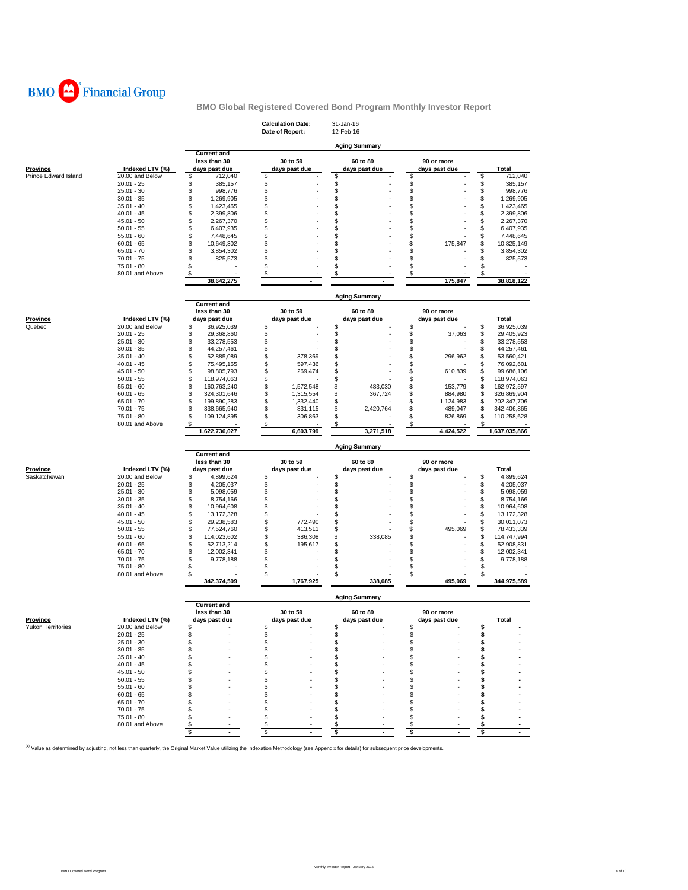BMO Financial Group

**BMO Global Registered Covered Bond Program Monthly Investor Report**

**Calculation Date:** 31-Jan-16
**Date of Report:** 12-Feb-16

**Aging Summary**

| Province | Indexed LTV (%) | Current and less than 30 days past due | 30 to 59 days past due | 60 to 89 days past due | 90 or more days past due | Total |
|---|---|---|---|---|---|---|
| Prince Edward Island | 20.00 and Below | $ 712,040 | $ - | $ - | $ - | $ 712,040 |
| | 20.01 - 25 | $ 385,157 | $ - | $ - | $ - | $ 385,157 |
| | 25.01 - 30 | $ 998,776 | $ - | $ - | $ - | $ 998,776 |
| | 30.01 - 35 | $ 1,269,905 | $ - | $ - | $ - | $ 1,269,905 |
| | 35.01 - 40 | $ 1,423,465 | $ - | $ - | $ - | $ 1,423,465 |
| | 40.01 - 45 | $ 2,399,806 | $ - | $ - | $ - | $ 2,399,806 |
| | 45.01 - 50 | $ 2,267,370 | $ - | $ - | $ - | $ 2,267,370 |
| | 50.01 - 55 | $ 6,407,935 | $ - | $ - | $ - | $ 6,407,935 |
| | 55.01 - 60 | $ 7,448,645 | $ - | $ - | $ - | $ 7,448,645 |
| | 60.01 - 65 | $ 10,649,302 | $ - | $ - | $ 175,847 | $ 10,825,149 |
| | 65.01 - 70 | $ 3,854,302 | $ - | $ - | $ - | $ 3,854,302 |
| | 70.01 - 75 | $ 825,573 | $ - | $ - | $ - | $ 825,573 |
| | 75.01 - 80 | $ - | $ - | $ - | $ - | $ - |
| | 80.01 and Above | $ - | $ - | $ - | $ - | $ - |
| | | 38,642,275 | - | - | 175,847 | 38,818,122 |

**Aging Summary**

| Province | Indexed LTV (%) | Current and less than 30 days past due | 30 to 59 days past due | 60 to 89 days past due | 90 or more days past due | Total |
|---|---|---|---|---|---|---|
| Quebec | 20.00 and Below | $ 36,925,039 | $ - | $ - | $ - | $ 36,925,039 |
| | 20.01 - 25 | $ 29,368,860 | $ - | $ - | $ 37,063 | $ 29,405,923 |
| | 25.01 - 30 | $ 33,278,553 | $ - | $ - | $ - | $ 33,278,553 |
| | 30.01 - 35 | $ 44,257,461 | $ - | $ - | $ - | $ 44,257,461 |
| | 35.01 - 40 | $ 52,885,089 | $ 378,369 | $ - | $ 296,962 | $ 53,560,421 |
| | 40.01 - 45 | $ 75,495,165 | $ 597,436 | $ - | $ - | $ 76,092,601 |
| | 45.01 - 50 | $ 98,805,793 | $ 269,474 | $ - | $ 610,839 | $ 99,686,106 |
| | 50.01 - 55 | $ 118,974,063 | $ - | $ - | $ - | $ 118,974,063 |
| | 55.01 - 60 | $ 160,763,240 | $ 1,572,548 | $ 483,030 | $ 153,779 | $ 162,972,597 |
| | 60.01 - 65 | $ 324,301,646 | $ 1,315,554 | $ 367,724 | $ 884,980 | $ 326,869,904 |
| | 65.01 - 70 | $ 199,890,283 | $ 1,332,440 | $ - | $ 1,124,983 | $ 202,347,706 |
| | 70.01 - 75 | $ 338,665,940 | $ 831,115 | $ 2,420,764 | $ 489,047 | $ 342,406,865 |
| | 75.01 - 80 | $ 109,124,895 | $ 306,863 | $ - | $ 826,869 | $ 110,258,628 |
| | 80.01 and Above | $ - | $ - | $ - | $ - | $ - |
| | | 1,622,736,027 | 6,603,799 | 3,271,518 | 4,424,522 | 1,637,035,866 |

**Aging Summary**

| Province | Indexed LTV (%) | Current and less than 30 days past due | 30 to 59 days past due | 60 to 89 days past due | 90 or more days past due | Total |
|---|---|---|---|---|---|---|
| Saskatchewan | 20.00 and Below | $ 4,899,624 | $ - | $ - | $ - | $ 4,899,624 |
| | 20.01 - 25 | $ 4,205,037 | $ - | $ - | $ - | $ 4,205,037 |
| | 25.01 - 30 | $ 5,098,059 | $ - | $ - | $ - | $ 5,098,059 |
| | 30.01 - 35 | $ 8,754,166 | $ - | $ - | $ - | $ 8,754,166 |
| | 35.01 - 40 | $ 10,964,608 | $ - | $ - | $ - | $ 10,964,608 |
| | 40.01 - 45 | $ 13,172,328 | $ - | $ - | $ - | $ 13,172,328 |
| | 45.01 - 50 | $ 29,238,583 | $ 772,490 | $ - | $ - | $ 30,011,073 |
| | 50.01 - 55 | $ 77,524,760 | $ 413,511 | $ - | $ 495,069 | $ 78,433,339 |
| | 55.01 - 60 | $ 114,023,602 | $ 386,308 | $ 338,085 | $ - | $ 114,747,994 |
| | 60.01 - 65 | $ 52,713,214 | $ 195,617 | $ - | $ - | $ 52,908,831 |
| | 65.01 - 70 | $ 12,002,341 | $ - | $ - | $ - | $ 12,002,341 |
| | 70.01 - 75 | $ 9,778,188 | $ - | $ - | $ - | $ 9,778,188 |
| | 75.01 - 80 | $ - | $ - | $ - | $ - | $ - |
| | 80.01 and Above | $ - | $ - | $ - | $ - | $ - |
| | | 342,374,509 | 1,767,925 | 338,085 | 495,069 | 344,975,589 |

**Aging Summary**

| Province | Indexed LTV (%) | Current and less than 30 days past due | 30 to 59 days past due | 60 to 89 days past due | 90 or more days past due | Total |
|---|---|---|---|---|---|---|
| Yukon Territories | 20.00 and Below | $ - | $ - | $ - | $ - | $ - |
| | 20.01 - 25 | $ - | $ - | $ - | $ - | $ - |
| | 25.01 - 30 | $ - | $ - | $ - | $ - | $ - |
| | 30.01 - 35 | $ - | $ - | $ - | $ - | $ - |
| | 35.01 - 40 | $ - | $ - | $ - | $ - | $ - |
| | 40.01 - 45 | $ - | $ - | $ - | $ - | $ - |
| | 45.01 - 50 | $ - | $ - | $ - | $ - | $ - |
| | 50.01 - 55 | $ - | $ - | $ - | $ - | $ - |
| | 55.01 - 60 | $ - | $ - | $ - | $ - | $ - |
| | 60.01 - 65 | $ - | $ - | $ - | $ - | $ - |
| | 65.01 - 70 | $ - | $ - | $ - | $ - | $ - |
| | 70.01 - 75 | $ - | $ - | $ - | $ - | $ - |
| | 75.01 - 80 | $ - | $ - | $ - | $ - | $ - |
| | 80.01 and Above | $ - | $ - | $ - | $ - | $ - |
| | | $ - | $ - | $ - | $ - | $ - |

[1] Value as determined by adjusting, not less than quarterly, the Original Market Value utilizing the Indexation Methodology (see Appendix for details) for subsequent price developments.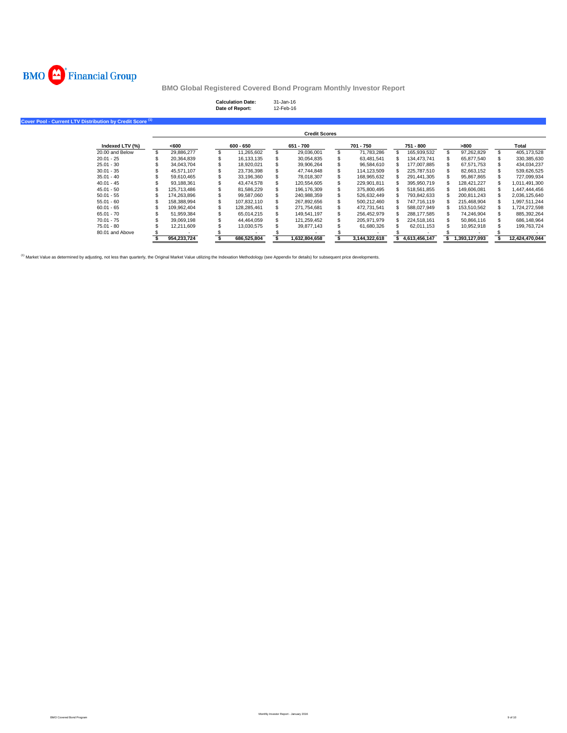**BMO Financial Group**

# BMO Global Registered Covered Bond Program Monthly Investor Report

**Calculation Date:** 31-Jan-16
**Date of Report:** 12-Feb-16

## Cover Pool - Current LTV Distribution by Credit Score [1]

| | Credit Scores | | | | | | |
|---|---|---|---|---|---|---|---|
| Indexed LTV (%) | <600 | 600 - 650 | 651 - 700 | 701 - 750 | 751 - 800 | >800 | Total |
| 20.00 and Below | $ 29,886,277 | $ 11,265,602 | $ 29,036,001 | $ 71,783,286 | $ 165,939,532 | $ 97,262,829 | $ 405,173,528 |
| 20.01 - 25 | $ 20,364,839 | $ 16,133,135 | $ 30,054,835 | $ 63,481,541 | $ 134,473,741 | $ 65,877,540 | $ 330,385,630 |
| 25.01 - 30 | $ 34,043,704 | $ 18,920,021 | $ 39,906,264 | $ 96,584,610 | $ 177,007,885 | $ 67,571,753 | $ 434,034,237 |
| 30.01 - 35 | $ 45,571,107 | $ 23,736,398 | $ 47,744,848 | $ 114,123,509 | $ 225,787,510 | $ 82,663,152 | $ 539,626,525 |
| 35.01 - 40 | $ 59,610,465 | $ 33,196,360 | $ 78,018,307 | $ 168,965,632 | $ 291,441,305 | $ 95,867,865 | $ 727,099,934 |
| 40.01 - 45 | $ 93,188,361 | $ 43,474,578 | $ 120,554,605 | $ 229,901,811 | $ 395,950,719 | $ 128,421,227 | $ 1,011,491,300 |
| 45.01 - 50 | $ 125,713,486 | $ 81,586,229 | $ 196,176,309 | $ 375,800,495 | $ 518,561,855 | $ 149,606,081 | $ 1,447,444,456 |
| 50.01 - 55 | $ 174,263,896 | $ 99,587,060 | $ 240,988,359 | $ 526,632,449 | $ 793,842,633 | $ 200,811,243 | $ 2,036,125,640 |
| 55.01 - 60 | $ 158,388,994 | $ 107,832,110 | $ 267,892,656 | $ 500,212,460 | $ 747,716,119 | $ 215,468,904 | $ 1,997,511,244 |
| 60.01 - 65 | $ 109,962,404 | $ 128,285,461 | $ 271,754,681 | $ 472,731,541 | $ 588,027,949 | $ 153,510,562 | $ 1,724,272,598 |
| 65.01 - 70 | $ 51,959,384 | $ 65,014,215 | $ 149,541,197 | $ 256,452,979 | $ 288,177,585 | $ 74,246,904 | $ 885,392,264 |
| 70.01 - 75 | $ 39,069,198 | $ 44,464,059 | $ 121,259,452 | $ 205,971,979 | $ 224,518,161 | $ 50,866,116 | $ 686,148,964 |
| 75.01 - 80 | $ 12,211,609 | $ 13,030,575 | $ 39,877,143 | $ 61,680,326 | $ 62,011,153 | $ 10,952,918 | $ 199,763,724 |
| 80.01 and Above | $ - | $ - | $ - | $ - | $ - | $ - | $ - |
| | $ 954,233,724 | $ 686,525,804 | $ 1,632,804,658 | $ 3,144,322,618 | $ 4,613,456,147 | $ 1,393,127,093 | $ 12,424,470,044 |

[1] Market Value as determined by adjusting, not less than quarterly, the Original Market Value utilizing the Indexation Methodology (see Appendix for details) for subsequent price developments.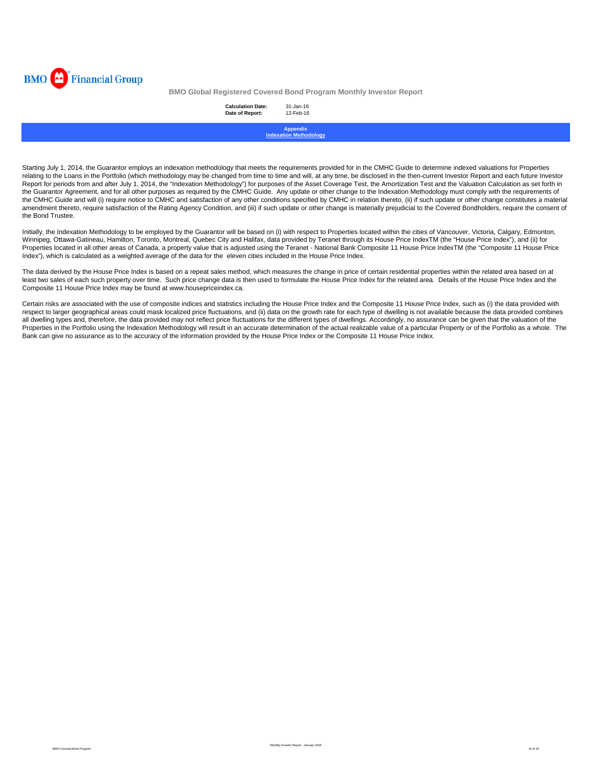BMO Financial Group

**BMO Global Registered Covered Bond Program Monthly Investor Report**

| | |
|---|---|
| **Calculation Date:** | 31-Jan-16 |
| **Date of Report:** | 12-Feb-16 |

## Appendix
## Indexation Methodology

Starting July 1, 2014, the Guarantor employs an indexation methodology that meets the requirements provided for in the CMHC Guide to determine indexed valuations for Properties relating to the Loans in the Portfolio (which methodology may be changed from time to time and will, at any time, be disclosed in the then-current Investor Report and each future Investor Report for periods from and after July 1, 2014, the "Indexation Methodology") for purposes of the Asset Coverage Test, the Amortization Test and the Valuation Calculation as set forth in the Guarantor Agreement, and for all other purposes as required by the CMHC Guide. Any update or other change to the Indexation Methodology must comply with the requirements of the CMHC Guide and will (i) require notice to CMHC and satisfaction of any other conditions specified by CMHC in relation thereto, (ii) if such update or other change constitutes a material amendment thereto, require satisfaction of the Rating Agency Condition, and (iii) if such update or other change is materially prejudicial to the Covered Bondholders, require the consent of the Bond Trustee.

Initially, the Indexation Methodology to be employed by the Guarantor will be based on (i) with respect to Properties located within the cities of Vancouver, Victoria, Calgary, Edmonton, Winnipeg, Ottawa-Gatineau, Hamilton, Toronto, Montreal, Quebec City and Halifax, data provided by Teranet through its House Price IndexTM (the "House Price Index"), and (ii) for Properties located in all other areas of Canada, a property value that is adjusted using the Teranet - National Bank Composite 11 House Price IndexTM (the "Composite 11 House Price Index"), which is calculated as a weighted average of the data for the eleven cities included in the House Price Index.

The data derived by the House Price Index is based on a repeat sales method, which measures the change in price of certain residential properties within the related area based on at least two sales of each such property over time. Such price change data is then used to formulate the House Price Index for the related area. Details of the House Price Index and the Composite 11 House Price Index may be found at www.housepriceindex.ca.

Certain risks are associated with the use of composite indices and statistics including the House Price Index and the Composite 11 House Price Index, such as (i) the data provided with respect to larger geographical areas could mask localized price fluctuations, and (ii) data on the growth rate for each type of dwelling is not available because the data provided combines all dwelling types and, therefore, the data provided may not reflect price fluctuations for the different types of dwellings. Accordingly, no assurance can be given that the valuation of the Properties in the Portfolio using the Indexation Methodology will result in an accurate determination of the actual realizable value of a particular Property or of the Portfolio as a whole. The Bank can give no assurance as to the accuracy of the information provided by the House Price Index or the Composite 11 House Price Index.